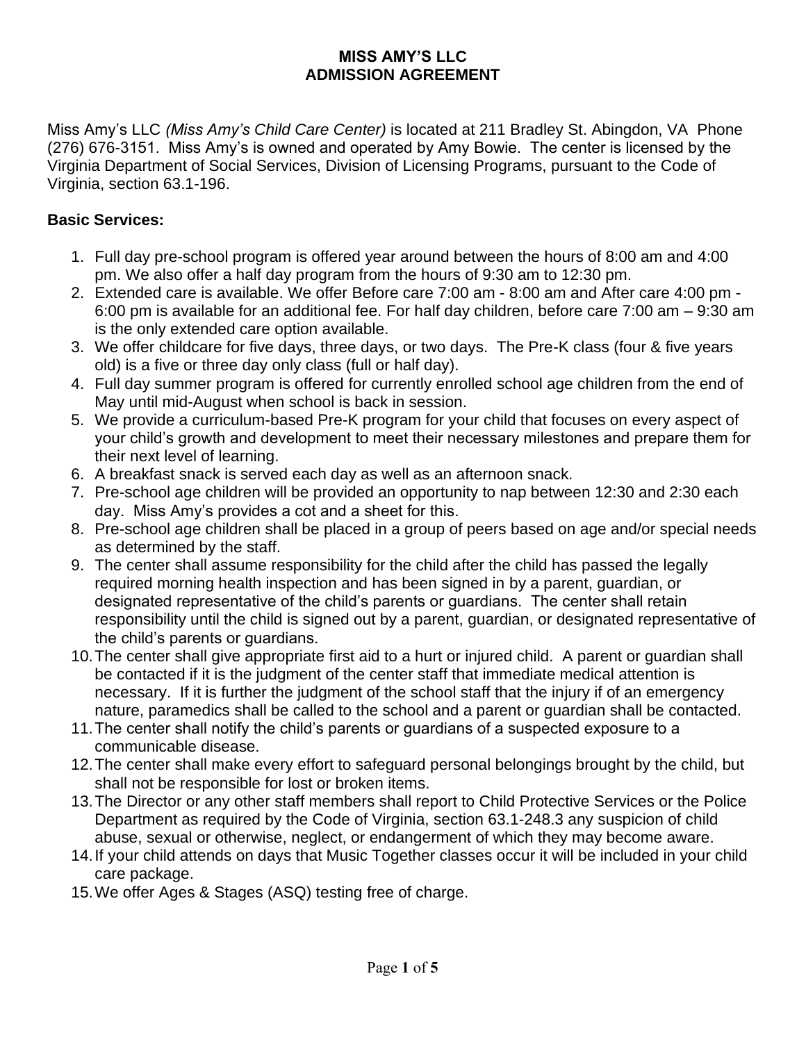# MISS AMY'S LLC
# ADMISSION AGREEMENT

Miss Amy's LLC *(Miss Amy's Child Care Center)* is located at 211 Bradley St. Abingdon, VA Phone (276) 676-3151. Miss Amy's is owned and operated by Amy Bowie. The center is licensed by the Virginia Department of Social Services, Division of Licensing Programs, pursuant to the Code of Virginia, section 63.1-196.

**Basic Services:**

1. Full day pre-school program is offered year around between the hours of 8:00 am and 4:00 pm. We also offer a half day program from the hours of 9:30 am to 12:30 pm.
2. Extended care is available. We offer Before care 7:00 am - 8:00 am and After care 4:00 pm - 6:00 pm is available for an additional fee. For half day children, before care 7:00 am – 9:30 am is the only extended care option available.
3. We offer childcare for five days, three days, or two days. The Pre-K class (four & five years old) is a five or three day only class (full or half day).
4. Full day summer program is offered for currently enrolled school age children from the end of May until mid-August when school is back in session.
5. We provide a curriculum-based Pre-K program for your child that focuses on every aspect of your child's growth and development to meet their necessary milestones and prepare them for their next level of learning.
6. A breakfast snack is served each day as well as an afternoon snack.
7. Pre-school age children will be provided an opportunity to nap between 12:30 and 2:30 each day. Miss Amy's provides a cot and a sheet for this.
8. Pre-school age children shall be placed in a group of peers based on age and/or special needs as determined by the staff.
9. The center shall assume responsibility for the child after the child has passed the legally required morning health inspection and has been signed in by a parent, guardian, or designated representative of the child's parents or guardians. The center shall retain responsibility until the child is signed out by a parent, guardian, or designated representative of the child's parents or guardians.
10. The center shall give appropriate first aid to a hurt or injured child. A parent or guardian shall be contacted if it is the judgment of the center staff that immediate medical attention is necessary. If it is further the judgment of the school staff that the injury if of an emergency nature, paramedics shall be called to the school and a parent or guardian shall be contacted.
11. The center shall notify the child's parents or guardians of a suspected exposure to a communicable disease.
12. The center shall make every effort to safeguard personal belongings brought by the child, but shall not be responsible for lost or broken items.
13. The Director or any other staff members shall report to Child Protective Services or the Police Department as required by the Code of Virginia, section 63.1-248.3 any suspicion of child abuse, sexual or otherwise, neglect, or endangerment of which they may become aware.
14. If your child attends on days that Music Together classes occur it will be included in your child care package.
15. We offer Ages & Stages (ASQ) testing free of charge.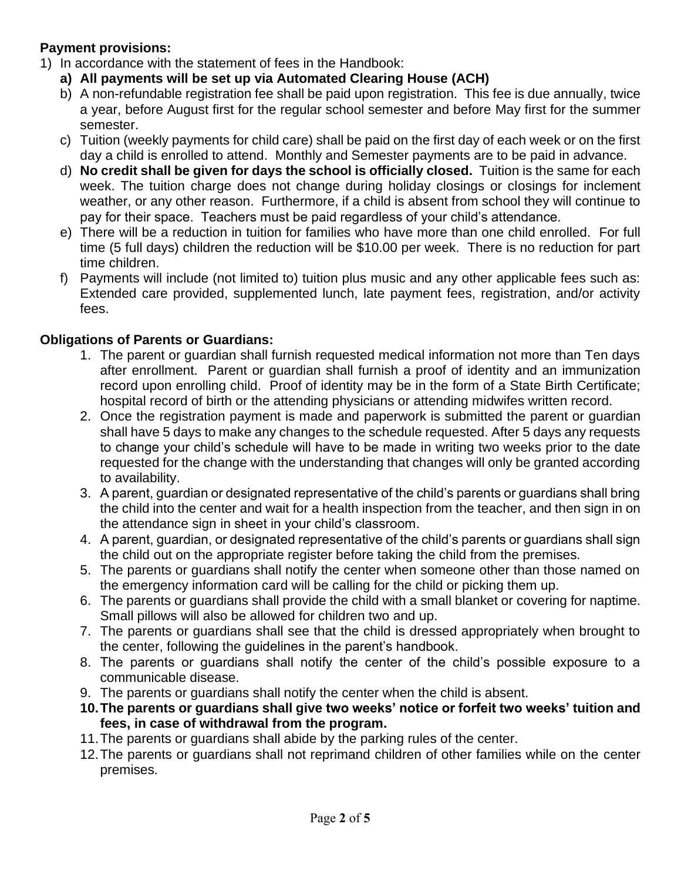**Payment provisions:**

1) In accordance with the statement of fees in the Handbook:
   a) **All payments will be set up via Automated Clearing House (ACH)**
   b) A non-refundable registration fee shall be paid upon registration. This fee is due annually, twice a year, before August first for the regular school semester and before May first for the summer semester.
   c) Tuition (weekly payments for child care) shall be paid on the first day of each week or on the first day a child is enrolled to attend. Monthly and Semester payments are to be paid in advance.
   d) **No credit shall be given for days the school is officially closed.** Tuition is the same for each week. The tuition charge does not change during holiday closings or closings for inclement weather, or any other reason. Furthermore, if a child is absent from school they will continue to pay for their space. Teachers must be paid regardless of your child's attendance.
   e) There will be a reduction in tuition for families who have more than one child enrolled. For full time (5 full days) children the reduction will be $10.00 per week. There is no reduction for part time children.
   f) Payments will include (not limited to) tuition plus music and any other applicable fees such as: Extended care provided, supplemented lunch, late payment fees, registration, and/or activity fees.

**Obligations of Parents or Guardians:**

1. The parent or guardian shall furnish requested medical information not more than Ten days after enrollment. Parent or guardian shall furnish a proof of identity and an immunization record upon enrolling child. Proof of identity may be in the form of a State Birth Certificate; hospital record of birth or the attending physicians or attending midwifes written record.
2. Once the registration payment is made and paperwork is submitted the parent or guardian shall have 5 days to make any changes to the schedule requested. After 5 days any requests to change your child's schedule will have to be made in writing two weeks prior to the date requested for the change with the understanding that changes will only be granted according to availability.
3. A parent, guardian or designated representative of the child's parents or guardians shall bring the child into the center and wait for a health inspection from the teacher, and then sign in on the attendance sign in sheet in your child's classroom.
4. A parent, guardian, or designated representative of the child's parents or guardians shall sign the child out on the appropriate register before taking the child from the premises.
5. The parents or guardians shall notify the center when someone other than those named on the emergency information card will be calling for the child or picking them up.
6. The parents or guardians shall provide the child with a small blanket or covering for naptime. Small pillows will also be allowed for children two and up.
7. The parents or guardians shall see that the child is dressed appropriately when brought to the center, following the guidelines in the parent's handbook.
8. The parents or guardians shall notify the center of the child's possible exposure to a communicable disease.
9. The parents or guardians shall notify the center when the child is absent.
10. **The parents or guardians shall give two weeks' notice or forfeit two weeks' tuition and fees, in case of withdrawal from the program.**
11. The parents or guardians shall abide by the parking rules of the center.
12. The parents or guardians shall not reprimand children of other families while on the center premises.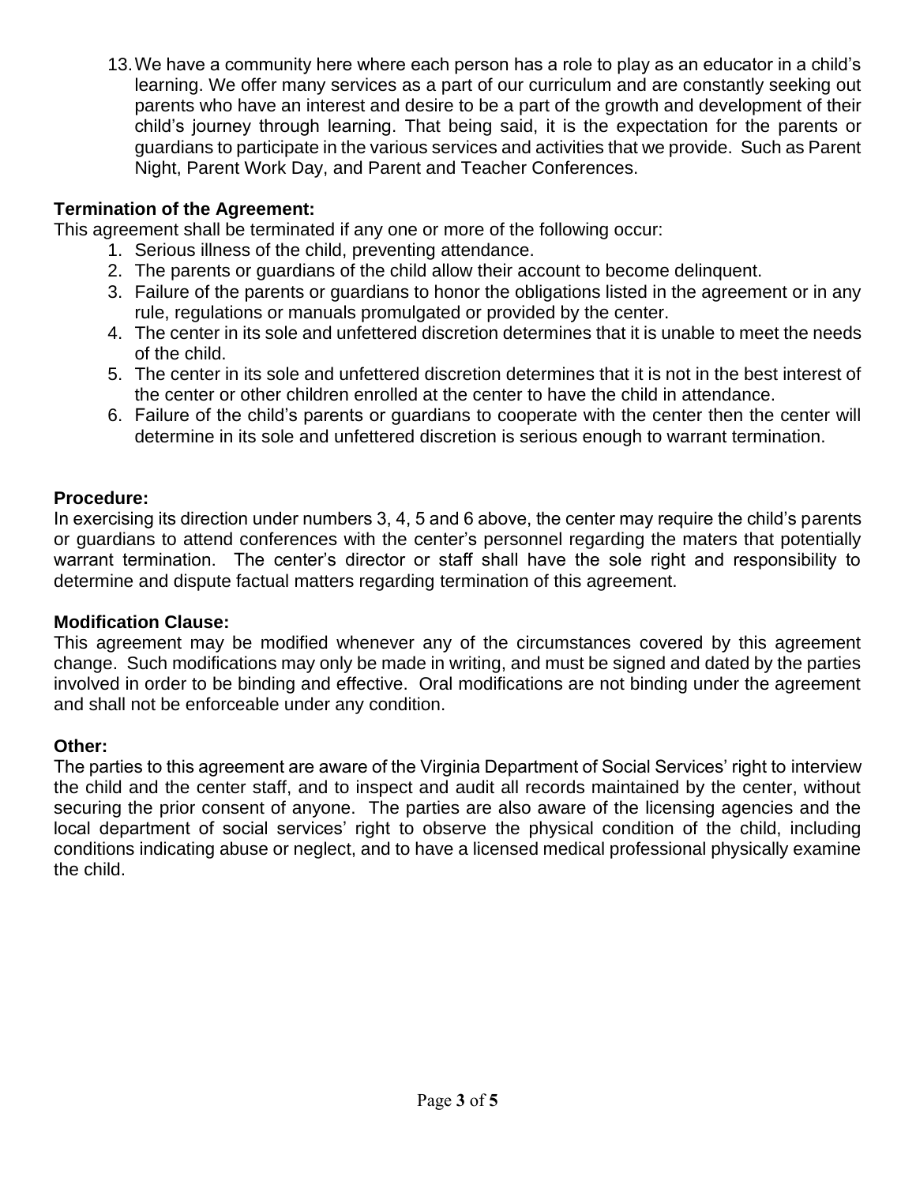13. We have a community here where each person has a role to play as an educator in a child's learning. We offer many services as a part of our curriculum and are constantly seeking out parents who have an interest and desire to be a part of the growth and development of their child's journey through learning. That being said, it is the expectation for the parents or guardians to participate in the various services and activities that we provide. Such as Parent Night, Parent Work Day, and Parent and Teacher Conferences.

**Termination of the Agreement:**

This agreement shall be terminated if any one or more of the following occur:

1. Serious illness of the child, preventing attendance.
2. The parents or guardians of the child allow their account to become delinquent.
3. Failure of the parents or guardians to honor the obligations listed in the agreement or in any rule, regulations or manuals promulgated or provided by the center.
4. The center in its sole and unfettered discretion determines that it is unable to meet the needs of the child.
5. The center in its sole and unfettered discretion determines that it is not in the best interest of the center or other children enrolled at the center to have the child in attendance.
6. Failure of the child's parents or guardians to cooperate with the center then the center will determine in its sole and unfettered discretion is serious enough to warrant termination.

**Procedure:**

In exercising its direction under numbers 3, 4, 5 and 6 above, the center may require the child's parents or guardians to attend conferences with the center's personnel regarding the maters that potentially warrant termination. The center's director or staff shall have the sole right and responsibility to determine and dispute factual matters regarding termination of this agreement.

**Modification Clause:**

This agreement may be modified whenever any of the circumstances covered by this agreement change. Such modifications may only be made in writing, and must be signed and dated by the parties involved in order to be binding and effective. Oral modifications are not binding under the agreement and shall not be enforceable under any condition.

**Other:**

The parties to this agreement are aware of the Virginia Department of Social Services' right to interview the child and the center staff, and to inspect and audit all records maintained by the center, without securing the prior consent of anyone. The parties are also aware of the licensing agencies and the local department of social services' right to observe the physical condition of the child, including conditions indicating abuse or neglect, and to have a licensed medical professional physically examine the child.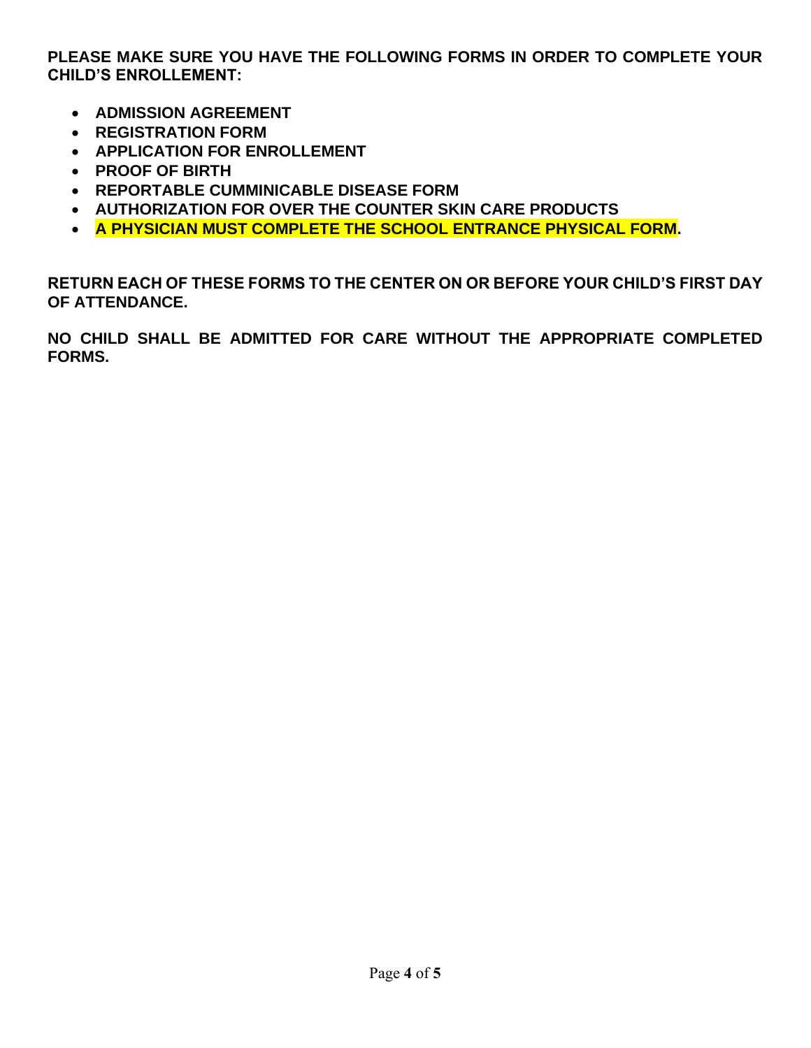**PLEASE MAKE SURE YOU HAVE THE FOLLOWING FORMS IN ORDER TO COMPLETE YOUR CHILD'S ENROLLEMENT:**

- **ADMISSION AGREEMENT**
- **REGISTRATION FORM**
- **APPLICATION FOR ENROLLEMENT**
- **PROOF OF BIRTH**
- **REPORTABLE CUMMINICABLE DISEASE FORM**
- **AUTHORIZATION FOR OVER THE COUNTER SKIN CARE PRODUCTS**
- **A PHYSICIAN MUST COMPLETE THE SCHOOL ENTRANCE PHYSICAL FORM.**

**RETURN EACH OF THESE FORMS TO THE CENTER ON OR BEFORE YOUR CHILD'S FIRST DAY OF ATTENDANCE.**

**NO CHILD SHALL BE ADMITTED FOR CARE WITHOUT THE APPROPRIATE COMPLETED FORMS.**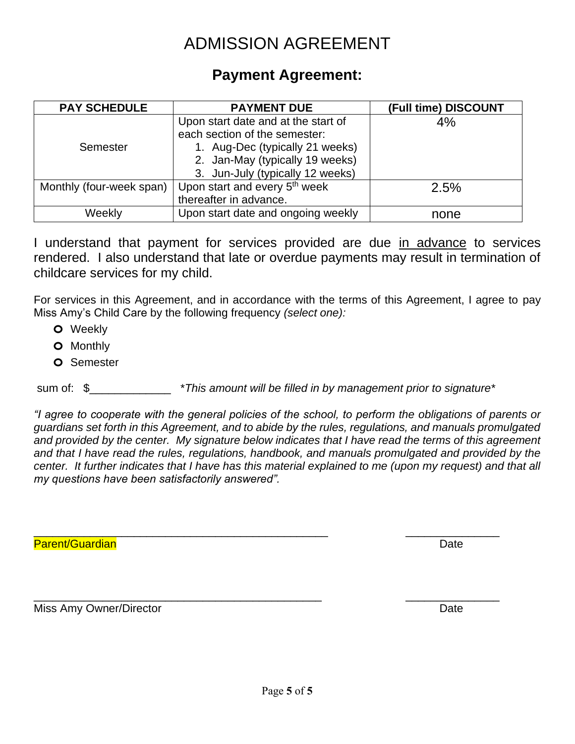# ADMISSION AGREEMENT

## Payment Agreement:

| PAY SCHEDULE | PAYMENT DUE | (Full time) DISCOUNT |
|---|---|---|
| Semester | Upon start date and at the start of each section of the semester:<br>1. Aug-Dec (typically 21 weeks)<br>2. Jan-May (typically 19 weeks)<br>3. Jun-July (typically 12 weeks) | 4% |
| Monthly (four-week span) | Upon start and every 5th week thereafter in advance. | 2.5% |
| Weekly | Upon start date and ongoing weekly | none |

I understand that payment for services provided are due <u>in advance</u> to services rendered. I also understand that late or overdue payments may result in termination of childcare services for my child.

For services in this Agreement, and in accordance with the terms of this Agreement, I agree to pay Miss Amy's Child Care by the following frequency *(select one):*

- Weekly
- Monthly
- Semester

sum of: $_____________ *\*This amount will be filled in by management prior to signature\**

*"I agree to cooperate with the general policies of the school, to perform the obligations of parents or guardians set forth in this Agreement, and to abide by the rules, regulations, and manuals promulgated and provided by the center. My signature below indicates that I have read the terms of this agreement and that I have read the rules, regulations, handbook, and manuals promulgated and provided by the center. It further indicates that I have has this material explained to me (upon my request) and that all my questions have been satisfactorily answered".*

_______________________________________________ _______________

Parent/Guardian Date

_______________________________________________ _______________

Miss Amy Owner/Director Date